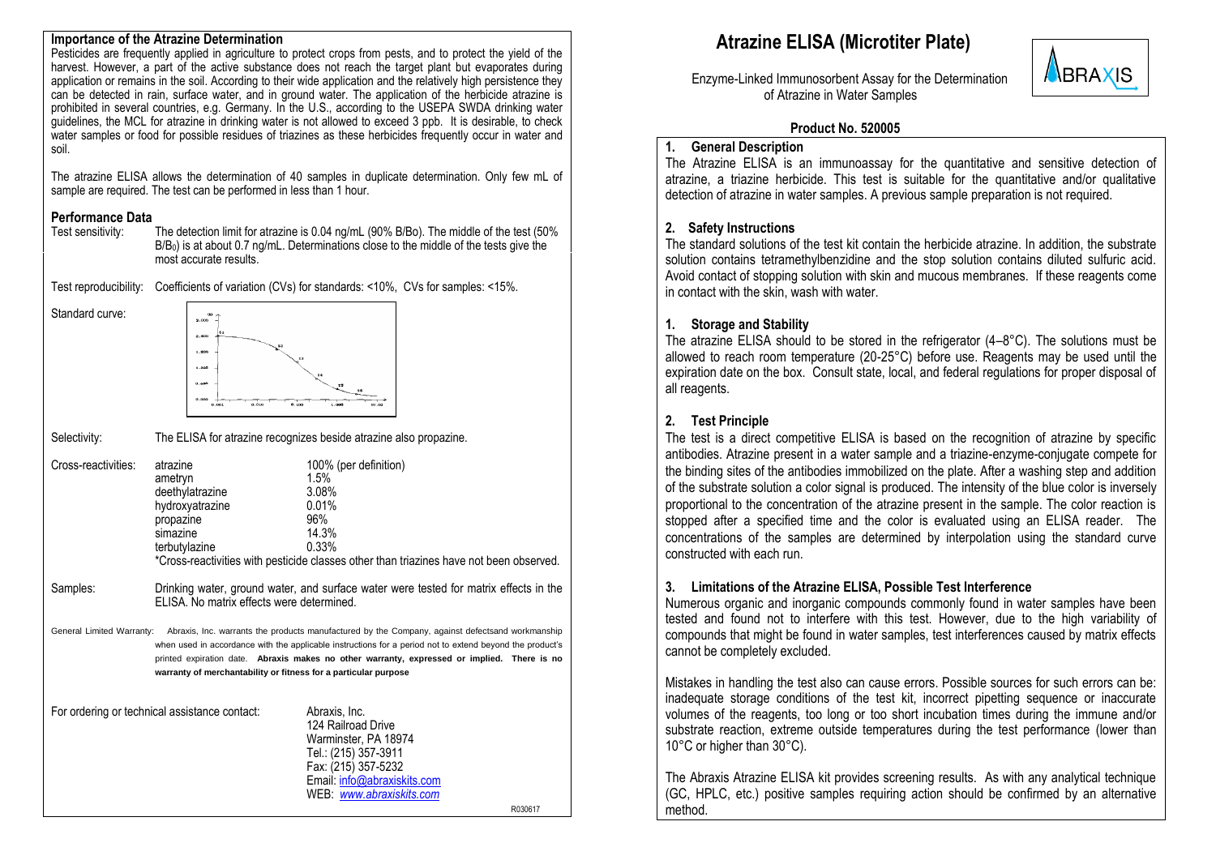## Importance of the Atrazine Determination

Pesticides are frequently applied in agriculture to protect crops from pests, and to protect the yield of the harvest. However, a part of the active substance does not reach the target plant but evaporates during application or remains in the soil. According to their wide application and the relatively high persistence they can be detected in rain, surface water, and in ground water. The application of the herbicide atrazine is prohibited in several countries, e.g. Germany. In the U.S., according to the USEPA SWDA drinking water guidelines, the MCL for atrazine in drinking water is not allowed to exceed 3 ppb. It is desirable, to check water samples or food for possible residues of triazines as these herbicides frequently occur in water and soil.

The atrazine ELISA allows the determination of 40 samples in duplicate determination. Only few mL of sample are required. The test can be performed in less than 1 hour.

## Performance Data

Test sensitivity: The detection limit for atrazine is 0.04 ng/mL (90% B/Bo). The middle of the test (50% $B/B_0$) is at about 0.7 ng/mL. Determinations close to the middle of the tests give the most accurate results.

Test reproducibility: Coefficients of variation (CVs) for standards: <10%, CVs for samples: <15%.

Standard curve:

Selectivity: The ELISA for atrazine recognizes beside atrazine also propazine.

Cross-reactivities:

| Compound | Cross-reactivity |
|---|---|
| atrazine | 100% (per definition) |
| ametryn | 1.5% |
| deethylatrazine | 3.08% |
| hydroxyatrazine | 0.01% |
| propazine | 96% |
| simazine | 14.3% |
| terbutylazine | 0.33% |

*Cross-reactivities with pesticide classes other than triazines have not been observed.

Samples: Drinking water, ground water, and surface water were tested for matrix effects in the ELISA. No matrix effects were determined.

General Limited Warranty: Abraxis, Inc. warrants the products manufactured by the Company, against defectsand workmanship when used in accordance with the applicable instructions for a period not to extend beyond the product's printed expiration date. **Abraxis makes no other warranty, expressed or implied. There is no warranty of merchantability or fitness for a particular purpose**

For ordering or technical assistance contact:

Abraxis, Inc.
124 Railroad Drive
Warminster, PA 18974
Tel.: (215) 357-3911
Fax: (215) 357-5232
Email: info@abraxiskits.com
WEB: *www.abraxiskits.com*

R030617

# Atrazine ELISA (Microtiter Plate)

Enzyme-Linked Immunosorbent Assay for the Determination of Atrazine in Water Samples

**Product No. 520005**

## 1. General Description

The Atrazine ELISA is an immunoassay for the quantitative and sensitive detection of atrazine, a triazine herbicide. This test is suitable for the quantitative and/or qualitative detection of atrazine in water samples. A previous sample preparation is not required.

## 2. Safety Instructions

The standard solutions of the test kit contain the herbicide atrazine. In addition, the substrate solution contains tetramethylbenzidine and the stop solution contains diluted sulfuric acid. Avoid contact of stopping solution with skin and mucous membranes. If these reagents come in contact with the skin, wash with water.

## 1. Storage and Stability

The atrazine ELISA should to be stored in the refrigerator (4–8°C). The solutions must be allowed to reach room temperature (20-25°C) before use. Reagents may be used until the expiration date on the box. Consult state, local, and federal regulations for proper disposal of all reagents.

## 2. Test Principle

The test is a direct competitive ELISA is based on the recognition of atrazine by specific antibodies. Atrazine present in a water sample and a triazine-enzyme-conjugate compete for the binding sites of the antibodies immobilized on the plate. After a washing step and addition of the substrate solution a color signal is produced. The intensity of the blue color is inversely proportional to the concentration of the atrazine present in the sample. The color reaction is stopped after a specified time and the color is evaluated using an ELISA reader. The concentrations of the samples are determined by interpolation using the standard curve constructed with each run.

## 3. Limitations of the Atrazine ELISA, Possible Test Interference

Numerous organic and inorganic compounds commonly found in water samples have been tested and found not to interfere with this test. However, due to the high variability of compounds that might be found in water samples, test interferences caused by matrix effects cannot be completely excluded.

Mistakes in handling the test also can cause errors. Possible sources for such errors can be: inadequate storage conditions of the test kit, incorrect pipetting sequence or inaccurate volumes of the reagents, too long or too short incubation times during the immune and/or substrate reaction, extreme outside temperatures during the test performance (lower than 10°C or higher than 30°C).

The Abraxis Atrazine ELISA kit provides screening results. As with any analytical technique (GC, HPLC, etc.) positive samples requiring action should be confirmed by an alternative method.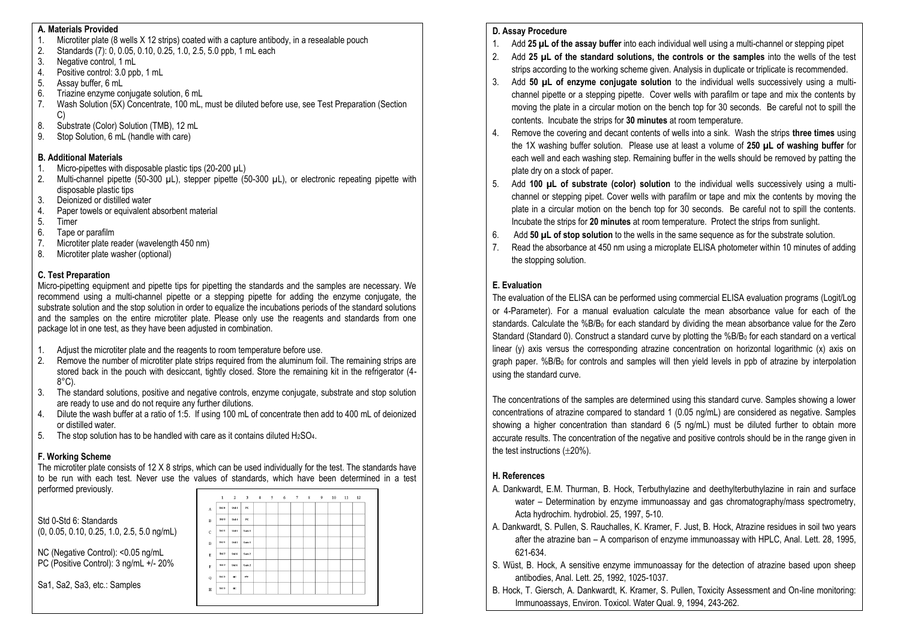### A. Materials Provided

1. Microtiter plate (8 wells X 12 strips) coated with a capture antibody, in a resealable pouch
2. Standards (7): 0, 0.05, 0.10, 0.25, 1.0, 2.5, 5.0 ppb, 1 mL each
3. Negative control, 1 mL
4. Positive control: 3.0 ppb, 1 mL
5. Assay buffer, 6 mL
6. Triazine enzyme conjugate solution, 6 mL
7. Wash Solution (5X) Concentrate, 100 mL, must be diluted before use, see Test Preparation (Section C)
8. Substrate (Color) Solution (TMB), 12 mL
9. Stop Solution, 6 mL (handle with care)

### B. Additional Materials

1. Micro-pipettes with disposable plastic tips (20-200 µL)
2. Multi-channel pipette (50-300 µL), stepper pipette (50-300 µL), or electronic repeating pipette with disposable plastic tips
3. Deionized or distilled water
4. Paper towels or equivalent absorbent material
5. Timer
6. Tape or parafilm
7. Microtiter plate reader (wavelength 450 nm)
8. Microtiter plate washer (optional)

### C. Test Preparation

Micro-pipetting equipment and pipette tips for pipetting the standards and the samples are necessary. We recommend using a multi-channel pipette or a stepping pipette for adding the enzyme conjugate, the substrate solution and the stop solution in order to equalize the incubations periods of the standard solutions and the samples on the entire microtiter plate. Please only use the reagents and standards from one package lot in one test, as they have been adjusted in combination.

1. Adjust the microtiter plate and the reagents to room temperature before use.
2. Remove the number of microtiter plate strips required from the aluminum foil. The remaining strips are stored back in the pouch with desiccant, tightly closed. Store the remaining kit in the refrigerator (4-8°C).
3. The standard solutions, positive and negative controls, enzyme conjugate, substrate and stop solution are ready to use and do not require any further dilutions.
4. Dilute the wash buffer at a ratio of 1:5. If using 100 mL of concentrate then add to 400 mL of deionized or distilled water.
5. The stop solution has to be handled with care as it contains diluted $H_2SO_4$.

### F. Working Scheme

The microtiter plate consists of 12 X 8 strips, which can be used individually for the test. The standards have to be run with each test. Never use the values of standards, which have been determined in a test performed previously.

Std 0-Std 6: Standards
(0, 0.05, 0.10, 0.25, 1.0, 2.5, 5.0 ng/mL)

NC (Negative Control): <0.05 ng/mL
PC (Positive Control): 3 ng/mL +/- 20%

Sa1, Sa2, Sa3, etc.: Samples

| | 1 | 2 | 3 | 4 | 5 | 6 | 7 | 8 | 9 | 10 | 11 | 12 |
|---|---|---|---|---|---|---|---|---|---|---|---|---|
| A | Std 0 | Std 4 | PC | | | | | | | | | |
| B | Std 0 | Std 4 | PC | | | | | | | | | |
| C | Std 1 | Std 5 | Sam 1 | | | | | | | | | |
| D | Std 1 | Std 5 | Sam 1 | | | | | | | | | |
| E | Std 2 | Std 6 | Sam 2 | | | | | | | | | |
| F | Std 2 | Std 6 | Sam 2 | | | | | | | | | |
| G | Std 3 | NC | etc | | | | | | | | | |
| H | Std 3 | NC | | | | | | | | | | |

### D. Assay Procedure

1. Add **25 µL of the assay buffer** into each individual well using a multi-channel or stepping pipet
2. Add **25 µL of the standard solutions, the controls or the samples** into the wells of the test strips according to the working scheme given. Analysis in duplicate or triplicate is recommended.
3. Add **50 µL of enzyme conjugate solution** to the individual wells successively using a multi-channel pipette or a stepping pipette. Cover wells with parafilm or tape and mix the contents by moving the plate in a circular motion on the bench top for 30 seconds. Be careful not to spill the contents. Incubate the strips for **30 minutes** at room temperature.
4. Remove the covering and decant contents of wells into a sink. Wash the strips **three times** using the 1X washing buffer solution. Please use at least a volume of **250 µL of washing buffer** for each well and each washing step. Remaining buffer in the wells should be removed by patting the plate dry on a stock of paper.
5. Add **100 µL of substrate (color) solution** to the individual wells successively using a multi-channel or stepping pipet. Cover wells with parafilm or tape and mix the contents by moving the plate in a circular motion on the bench top for 30 seconds. Be careful not to spill the contents. Incubate the strips for **20 minutes** at room temperature. Protect the strips from sunlight.
6. Add **50 µL of stop solution** to the wells in the same sequence as for the substrate solution.
7. Read the absorbance at 450 nm using a microplate ELISA photometer within 10 minutes of adding the stopping solution.

### E. Evaluation

The evaluation of the ELISA can be performed using commercial ELISA evaluation programs (Logit/Log or 4-Parameter). For a manual evaluation calculate the mean absorbance value for each of the standards. Calculate the $\%B/B_0$ for each standard by dividing the mean absorbance value for the Zero Standard (Standard 0). Construct a standard curve by plotting the $\%B/B_0$ for each standard on a vertical linear (y) axis versus the corresponding atrazine concentration on horizontal logarithmic (x) axis on graph paper. $\%B/B_0$ for controls and samples will then yield levels in ppb of atrazine by interpolation using the standard curve.

The concentrations of the samples are determined using this standard curve. Samples showing a lower concentrations of atrazine compared to standard 1 (0.05 ng/mL) are considered as negative. Samples showing a higher concentration than standard 6 (5 ng/mL) must be diluted further to obtain more accurate results. The concentration of the negative and positive controls should be in the range given in the test instructions (±20%).

### H. References

A. Dankwardt, E.M. Thurman, B. Hock, Terbuthylazine and deethylterbuthylazine in rain and surface water – Determination by enzyme immunoassay and gas chromatography/mass spectrometry, Acta hydrochim. hydrobiol. 25, 1997, 5-10.

A. Dankwardt, S. Pullen, S. Rauchalles, K. Kramer, F. Just, B. Hock, Atrazine residues in soil two years after the atrazine ban – A comparison of enzyme immunoassay with HPLC, Anal. Lett. 28, 1995, 621-634.

S. Wüst, B. Hock, A sensitive enzyme immunoassay for the detection of atrazine based upon sheep antibodies, Anal. Lett. 25, 1992, 1025-1037.

B. Hock, T. Giersch, A. Dankwardt, K. Kramer, S. Pullen, Toxicity Assessment and On-line monitoring: Immunoassays, Environ. Toxicol. Water Qual. 9, 1994, 243-262.